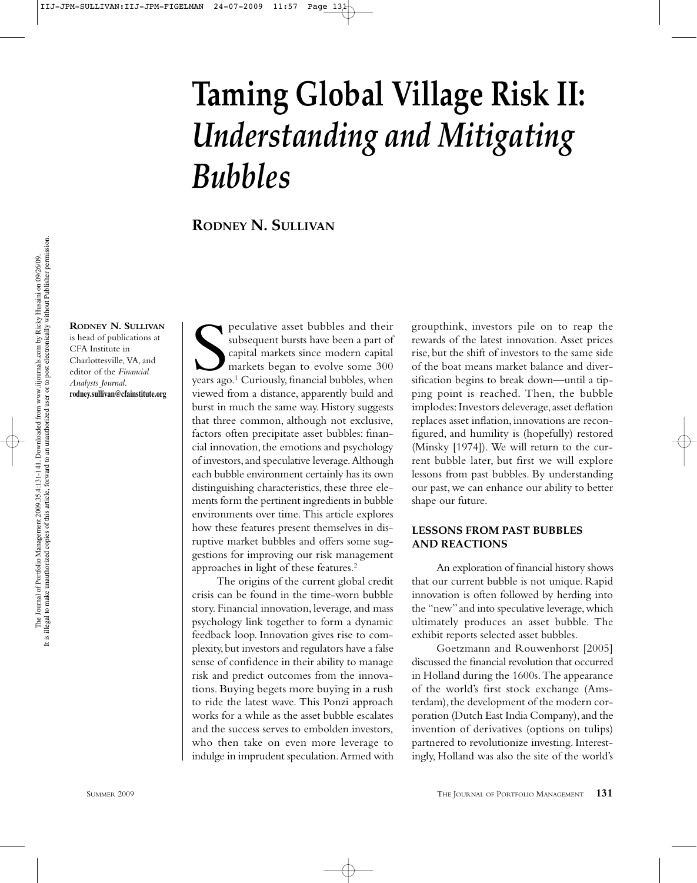# Taming Global Village Risk II: *Understanding and Mitigating Bubbles*

**RODNEY N. SULLIVAN**

**RODNEY N. SULLIVAN** is head of publications at CFA Institute in Charlottesville, VA, and editor of the *Financial Analysts Journal*.
**rodney.sullivan@cfainstitute.org**

Speculative asset bubbles and their subsequent bursts have been a part of capital markets since modern capital markets began to evolve some 300 years ago.[1] Curiously, financial bubbles, when viewed from a distance, apparently build and burst in much the same way. History suggests that three common, although not exclusive, factors often precipitate asset bubbles: financial innovation, the emotions and psychology of investors, and speculative leverage. Although each bubble environment certainly has its own distinguishing characteristics, these three elements form the pertinent ingredients in bubble environments over time. This article explores how these features present themselves in disruptive market bubbles and offers some suggestions for improving our risk management approaches in light of these features.[2]

The origins of the current global credit crisis can be found in the time-worn bubble story. Financial innovation, leverage, and mass psychology link together to form a dynamic feedback loop. Innovation gives rise to complexity, but investors and regulators have a false sense of confidence in their ability to manage risk and predict outcomes from the innovations. Buying begets more buying in a rush to ride the latest wave. This Ponzi approach works for a while as the asset bubble escalates and the success serves to embolden investors, who then take on even more leverage to indulge in imprudent speculation. Armed with groupthink, investors pile on to reap the rewards of the latest innovation. Asset prices rise, but the shift of investors to the same side of the boat means market balance and diversification begins to break down—until a tipping point is reached. Then, the bubble implodes: Investors deleverage, asset deflation replaces asset inflation, innovations are reconfigured, and humility is (hopefully) restored (Minsky [1974]). We will return to the current bubble later, but first we will explore lessons from past bubbles. By understanding our past, we can enhance our ability to better shape our future.

## LESSONS FROM PAST BUBBLES AND REACTIONS

An exploration of financial history shows that our current bubble is not unique. Rapid innovation is often followed by herding into the "new" and into speculative leverage, which ultimately produces an asset bubble. The exhibit reports selected asset bubbles.

Goetzmann and Rouwenhorst [2005] discussed the financial revolution that occurred in Holland during the 1600s. The appearance of the world's first stock exchange (Amsterdam), the development of the modern corporation (Dutch East India Company), and the invention of derivatives (options on tulips) partnered to revolutionize investing. Interestingly, Holland was also the site of the world's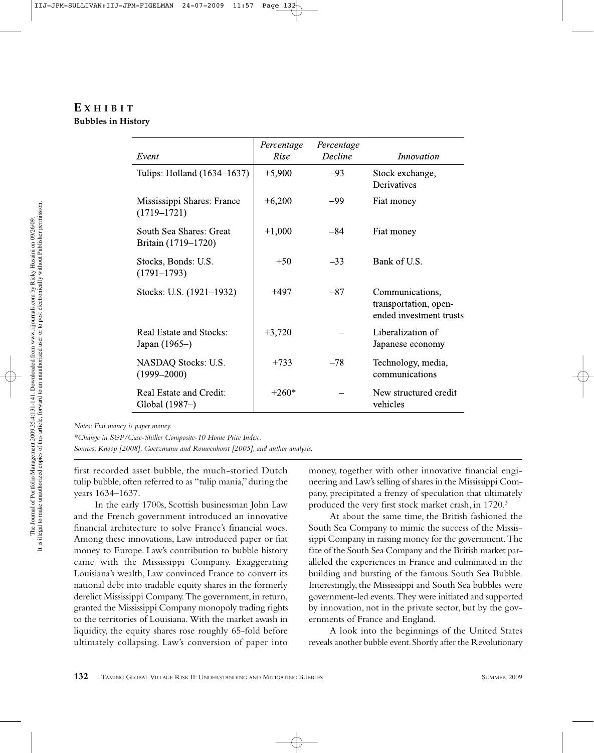## EXHIBIT

**Bubbles in History**

| *Event* | *Percentage Rise* | *Percentage Decline* | *Innovation* |
|---|---|---|---|
| Tulips: Holland (1634–1637) | +5,900 | –93 | Stock exchange, Derivatives |
| Mississippi Shares: France (1719–1721) | +6,200 | –99 | Fiat money |
| South Sea Shares: Great Britain (1719–1720) | +1,000 | –84 | Fiat money |
| Stocks, Bonds: U.S. (1791–1793) | +50 | –33 | Bank of U.S. |
| Stocks: U.S. (1921–1932) | +497 | –87 | Communications, transportation, open-ended investment trusts |
| Real Estate and Stocks: Japan (1965–) | +3,720 | – | Liberalization of Japanese economy |
| NASDAQ Stocks: U.S. (1999–2000) | +733 | –78 | Technology, media, communications |
| Real Estate and Credit: Global (1987–) | +260* | – | New structured credit vehicles |

*Notes: Fiat money is paper money.*

*\*Change in S&P/Case-Shiller Composite-10 Home Price Index.*

*Sources: Knoop [2008], Goetzmann and Rouwenhorst [2005], and author analysis.*

first recorded asset bubble, the much-storied Dutch tulip bubble, often referred to as "tulip mania," during the years 1634–1637.

In the early 1700s, Scottish businessman John Law and the French government introduced an innovative financial architecture to solve France's financial woes. Among these innovations, Law introduced paper or fiat money to Europe. Law's contribution to bubble history came with the Mississippi Company. Exaggerating Louisiana's wealth, Law convinced France to convert its national debt into tradable equity shares in the formerly derelict Mississippi Company. The government, in return, granted the Mississippi Company monopoly trading rights to the territories of Louisiana. With the market awash in liquidity, the equity shares rose roughly 65-fold before ultimately collapsing. Law's conversion of paper into money, together with other innovative financial engineering and Law's selling of shares in the Mississippi Company, precipitated a frenzy of speculation that ultimately produced the very first stock market crash, in 1720.[3]

At about the same time, the British fashioned the South Sea Company to mimic the success of the Mississippi Company in raising money for the government. The fate of the South Sea Company and the British market paralleled the experiences in France and culminated in the building and bursting of the famous South Sea Bubble. Interestingly, the Mississippi and South Sea bubbles were government-led events. They were initiated and supported by innovation, not in the private sector, but by the governments of France and England.

A look into the beginnings of the United States reveals another bubble event. Shortly after the Revolutionary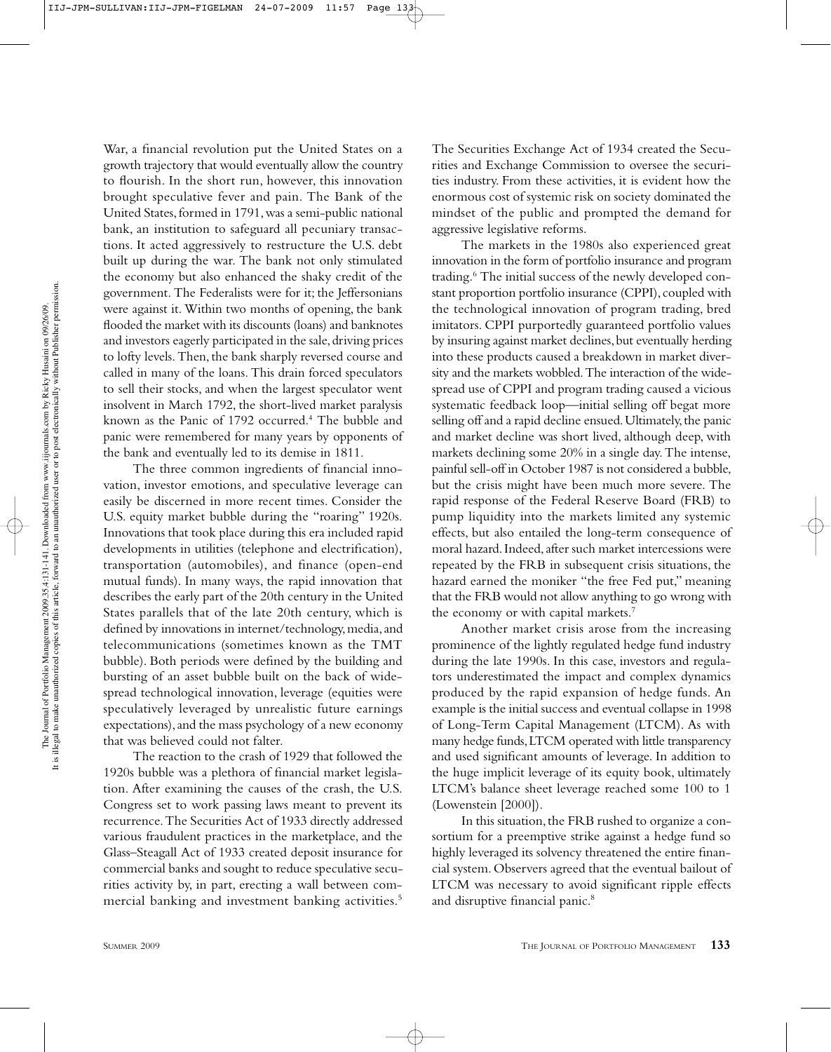War, a financial revolution put the United States on a growth trajectory that would eventually allow the country to flourish. In the short run, however, this innovation brought speculative fever and pain. The Bank of the United States, formed in 1791, was a semi-public national bank, an institution to safeguard all pecuniary transactions. It acted aggressively to restructure the U.S. debt built up during the war. The bank not only stimulated the economy but also enhanced the shaky credit of the government. The Federalists were for it; the Jeffersonians were against it. Within two months of opening, the bank flooded the market with its discounts (loans) and banknotes and investors eagerly participated in the sale, driving prices to lofty levels. Then, the bank sharply reversed course and called in many of the loans. This drain forced speculators to sell their stocks, and when the largest speculator went insolvent in March 1792, the short-lived market paralysis known as the Panic of 1792 occurred.[4] The bubble and panic were remembered for many years by opponents of the bank and eventually led to its demise in 1811.

The three common ingredients of financial innovation, investor emotions, and speculative leverage can easily be discerned in more recent times. Consider the U.S. equity market bubble during the "roaring" 1920s. Innovations that took place during this era included rapid developments in utilities (telephone and electrification), transportation (automobiles), and finance (open-end mutual funds). In many ways, the rapid innovation that describes the early part of the 20th century in the United States parallels that of the late 20th century, which is defined by innovations in internet/technology, media, and telecommunications (sometimes known as the TMT bubble). Both periods were defined by the building and bursting of an asset bubble built on the back of widespread technological innovation, leverage (equities were speculatively leveraged by unrealistic future earnings expectations), and the mass psychology of a new economy that was believed could not falter.

The reaction to the crash of 1929 that followed the 1920s bubble was a plethora of financial market legislation. After examining the causes of the crash, the U.S. Congress set to work passing laws meant to prevent its recurrence. The Securities Act of 1933 directly addressed various fraudulent practices in the marketplace, and the Glass–Steagall Act of 1933 created deposit insurance for commercial banks and sought to reduce speculative securities activity by, in part, erecting a wall between commercial banking and investment banking activities.[5] The Securities Exchange Act of 1934 created the Securities and Exchange Commission to oversee the securities industry. From these activities, it is evident how the enormous cost of systemic risk on society dominated the mindset of the public and prompted the demand for aggressive legislative reforms.

The markets in the 1980s also experienced great innovation in the form of portfolio insurance and program trading.[6] The initial success of the newly developed constant proportion portfolio insurance (CPPI), coupled with the technological innovation of program trading, bred imitators. CPPI purportedly guaranteed portfolio values by insuring against market declines, but eventually herding into these products caused a breakdown in market diversity and the markets wobbled. The interaction of the widespread use of CPPI and program trading caused a vicious systematic feedback loop—initial selling off begat more selling off and a rapid decline ensued. Ultimately, the panic and market decline was short lived, although deep, with markets declining some 20% in a single day. The intense, painful sell-off in October 1987 is not considered a bubble, but the crisis might have been much more severe. The rapid response of the Federal Reserve Board (FRB) to pump liquidity into the markets limited any systemic effects, but also entailed the long-term consequence of moral hazard. Indeed, after such market intercessions were repeated by the FRB in subsequent crisis situations, the hazard earned the moniker "the free Fed put," meaning that the FRB would not allow anything to go wrong with the economy or with capital markets.[7]

Another market crisis arose from the increasing prominence of the lightly regulated hedge fund industry during the late 1990s. In this case, investors and regulators underestimated the impact and complex dynamics produced by the rapid expansion of hedge funds. An example is the initial success and eventual collapse in 1998 of Long-Term Capital Management (LTCM). As with many hedge funds, LTCM operated with little transparency and used significant amounts of leverage. In addition to the huge implicit leverage of its equity book, ultimately LTCM's balance sheet leverage reached some 100 to 1 (Lowenstein [2000]).

In this situation, the FRB rushed to organize a consortium for a preemptive strike against a hedge fund so highly leveraged its solvency threatened the entire financial system. Observers agreed that the eventual bailout of LTCM was necessary to avoid significant ripple effects and disruptive financial panic.[8]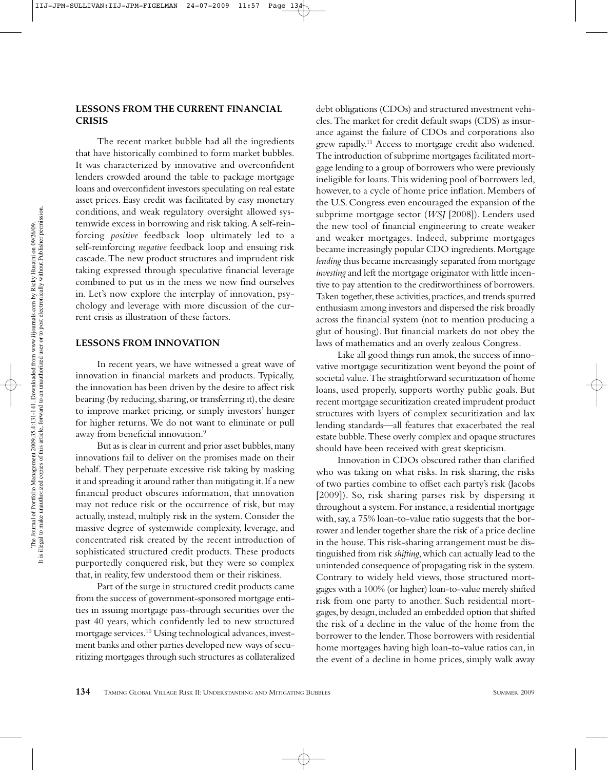## LESSONS FROM THE CURRENT FINANCIAL CRISIS

The recent market bubble had all the ingredients that have historically combined to form market bubbles. It was characterized by innovative and overconfident lenders crowded around the table to package mortgage loans and overconfident investors speculating on real estate asset prices. Easy credit was facilitated by easy monetary conditions, and weak regulatory oversight allowed systemwide excess in borrowing and risk taking. A self-reinforcing *positive* feedback loop ultimately led to a self-reinforcing *negative* feedback loop and ensuing risk cascade. The new product structures and imprudent risk taking expressed through speculative financial leverage combined to put us in the mess we now find ourselves in. Let's now explore the interplay of innovation, psychology and leverage with more discussion of the current crisis as illustration of these factors.

## LESSONS FROM INNOVATION

In recent years, we have witnessed a great wave of innovation in financial markets and products. Typically, the innovation has been driven by the desire to affect risk bearing (by reducing, sharing, or transferring it), the desire to improve market pricing, or simply investors' hunger for higher returns. We do not want to eliminate or pull away from beneficial innovation.[9]

But as is clear in current and prior asset bubbles, many innovations fail to deliver on the promises made on their behalf. They perpetuate excessive risk taking by masking it and spreading it around rather than mitigating it. If a new financial product obscures information, that innovation may not reduce risk or the occurrence of risk, but may actually, instead, multiply risk in the system. Consider the massive degree of systemwide complexity, leverage, and concentrated risk created by the recent introduction of sophisticated structured credit products. These products purportedly conquered risk, but they were so complex that, in reality, few understood them or their riskiness.

Part of the surge in structured credit products came from the success of government-sponsored mortgage entities in issuing mortgage pass-through securities over the past 40 years, which confidently led to new structured mortgage services.[10] Using technological advances, investment banks and other parties developed new ways of securitizing mortgages through such structures as collateralized debt obligations (CDOs) and structured investment vehicles. The market for credit default swaps (CDS) as insurance against the failure of CDOs and corporations also grew rapidly.[11] Access to mortgage credit also widened. The introduction of subprime mortgages facilitated mortgage lending to a group of borrowers who were previously ineligible for loans. This widening pool of borrowers led, however, to a cycle of home price inflation. Members of the U.S. Congress even encouraged the expansion of the subprime mortgage sector (*WSJ* [2008]). Lenders used the new tool of financial engineering to create weaker and weaker mortgages. Indeed, subprime mortgages became increasingly popular CDO ingredients. Mortgage *lending* thus became increasingly separated from mortgage *investing* and left the mortgage originator with little incentive to pay attention to the creditworthiness of borrowers. Taken together, these activities, practices, and trends spurred enthusiasm among investors and dispersed the risk broadly across the financial system (not to mention producing a glut of housing). But financial markets do not obey the laws of mathematics and an overly zealous Congress.

Like all good things run amok, the success of innovative mortgage securitization went beyond the point of societal value. The straightforward securitization of home loans, used properly, supports worthy public goals. But recent mortgage securitization created imprudent product structures with layers of complex securitization and lax lending standards—all features that exacerbated the real estate bubble. These overly complex and opaque structures should have been received with great skepticism.

Innovation in CDOs obscured rather than clarified who was taking on what risks. In risk sharing, the risks of two parties combine to offset each party's risk (Jacobs [2009]). So, risk sharing parses risk by dispersing it throughout a system. For instance, a residential mortgage with, say, a 75% loan-to-value ratio suggests that the borrower and lender together share the risk of a price decline in the house. This risk-sharing arrangement must be distinguished from risk *shifting*, which can actually lead to the unintended consequence of propagating risk in the system. Contrary to widely held views, those structured mortgages with a 100% (or higher) loan-to-value merely shifted risk from one party to another. Such residential mortgages, by design, included an embedded option that shifted the risk of a decline in the value of the home from the borrower to the lender. Those borrowers with residential home mortgages having high loan-to-value ratios can, in the event of a decline in home prices, simply walk away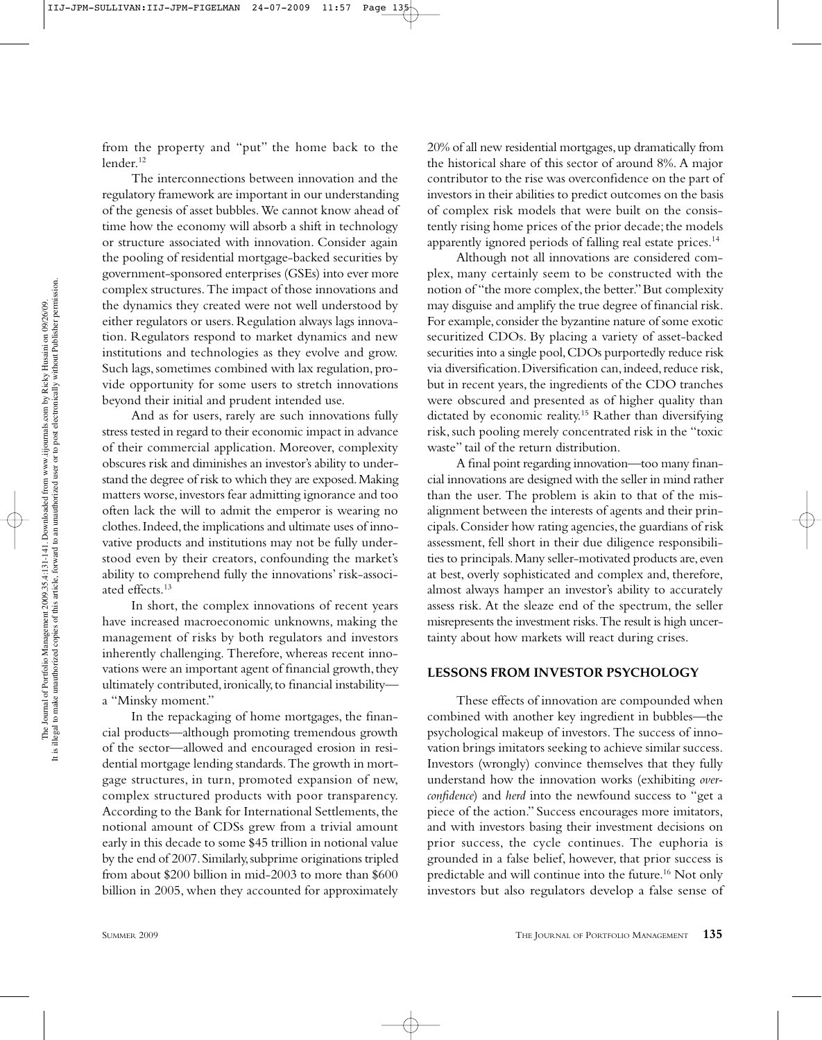from the property and "put" the home back to the lender.[12]

The interconnections between innovation and the regulatory framework are important in our understanding of the genesis of asset bubbles. We cannot know ahead of time how the economy will absorb a shift in technology or structure associated with innovation. Consider again the pooling of residential mortgage-backed securities by government-sponsored enterprises (GSEs) into ever more complex structures. The impact of those innovations and the dynamics they created were not well understood by either regulators or users. Regulation always lags innovation. Regulators respond to market dynamics and new institutions and technologies as they evolve and grow. Such lags, sometimes combined with lax regulation, provide opportunity for some users to stretch innovations beyond their initial and prudent intended use.

And as for users, rarely are such innovations fully stress tested in regard to their economic impact in advance of their commercial application. Moreover, complexity obscures risk and diminishes an investor's ability to understand the degree of risk to which they are exposed. Making matters worse, investors fear admitting ignorance and too often lack the will to admit the emperor is wearing no clothes. Indeed, the implications and ultimate uses of innovative products and institutions may not be fully understood even by their creators, confounding the market's ability to comprehend fully the innovations' risk-associated effects.[13]

In short, the complex innovations of recent years have increased macroeconomic unknowns, making the management of risks by both regulators and investors inherently challenging. Therefore, whereas recent innovations were an important agent of financial growth, they ultimately contributed, ironically, to financial instability—a "Minsky moment."

In the repackaging of home mortgages, the financial products—although promoting tremendous growth of the sector—allowed and encouraged erosion in residential mortgage lending standards. The growth in mortgage structures, in turn, promoted expansion of new, complex structured products with poor transparency. According to the Bank for International Settlements, the notional amount of CDSs grew from a trivial amount early in this decade to some \$45 trillion in notional value by the end of 2007. Similarly, subprime originations tripled from about \$200 billion in mid-2003 to more than \$600 billion in 2005, when they accounted for approximately 20% of all new residential mortgages, up dramatically from the historical share of this sector of around 8%. A major contributor to the rise was overconfidence on the part of investors in their abilities to predict outcomes on the basis of complex risk models that were built on the consistently rising home prices of the prior decade; the models apparently ignored periods of falling real estate prices.[14]

Although not all innovations are considered complex, many certainly seem to be constructed with the notion of "the more complex, the better." But complexity may disguise and amplify the true degree of financial risk. For example, consider the byzantine nature of some exotic securitized CDOs. By placing a variety of asset-backed securities into a single pool, CDOs purportedly reduce risk via diversification. Diversification can, indeed, reduce risk, but in recent years, the ingredients of the CDO tranches were obscured and presented as of higher quality than dictated by economic reality.[15] Rather than diversifying risk, such pooling merely concentrated risk in the "toxic waste" tail of the return distribution.

A final point regarding innovation—too many financial innovations are designed with the seller in mind rather than the user. The problem is akin to that of the misalignment between the interests of agents and their principals. Consider how rating agencies, the guardians of risk assessment, fell short in their due diligence responsibilities to principals. Many seller-motivated products are, even at best, overly sophisticated and complex and, therefore, almost always hamper an investor's ability to accurately assess risk. At the sleaze end of the spectrum, the seller misrepresents the investment risks. The result is high uncertainty about how markets will react during crises.

## LESSONS FROM INVESTOR PSYCHOLOGY

These effects of innovation are compounded when combined with another key ingredient in bubbles—the psychological makeup of investors. The success of innovation brings imitators seeking to achieve similar success. Investors (wrongly) convince themselves that they fully understand how the innovation works (exhibiting *overconfidence*) and *herd* into the newfound success to "get a piece of the action." Success encourages more imitators, and with investors basing their investment decisions on prior success, the cycle continues. The euphoria is grounded in a false belief, however, that prior success is predictable and will continue into the future.[16] Not only investors but also regulators develop a false sense of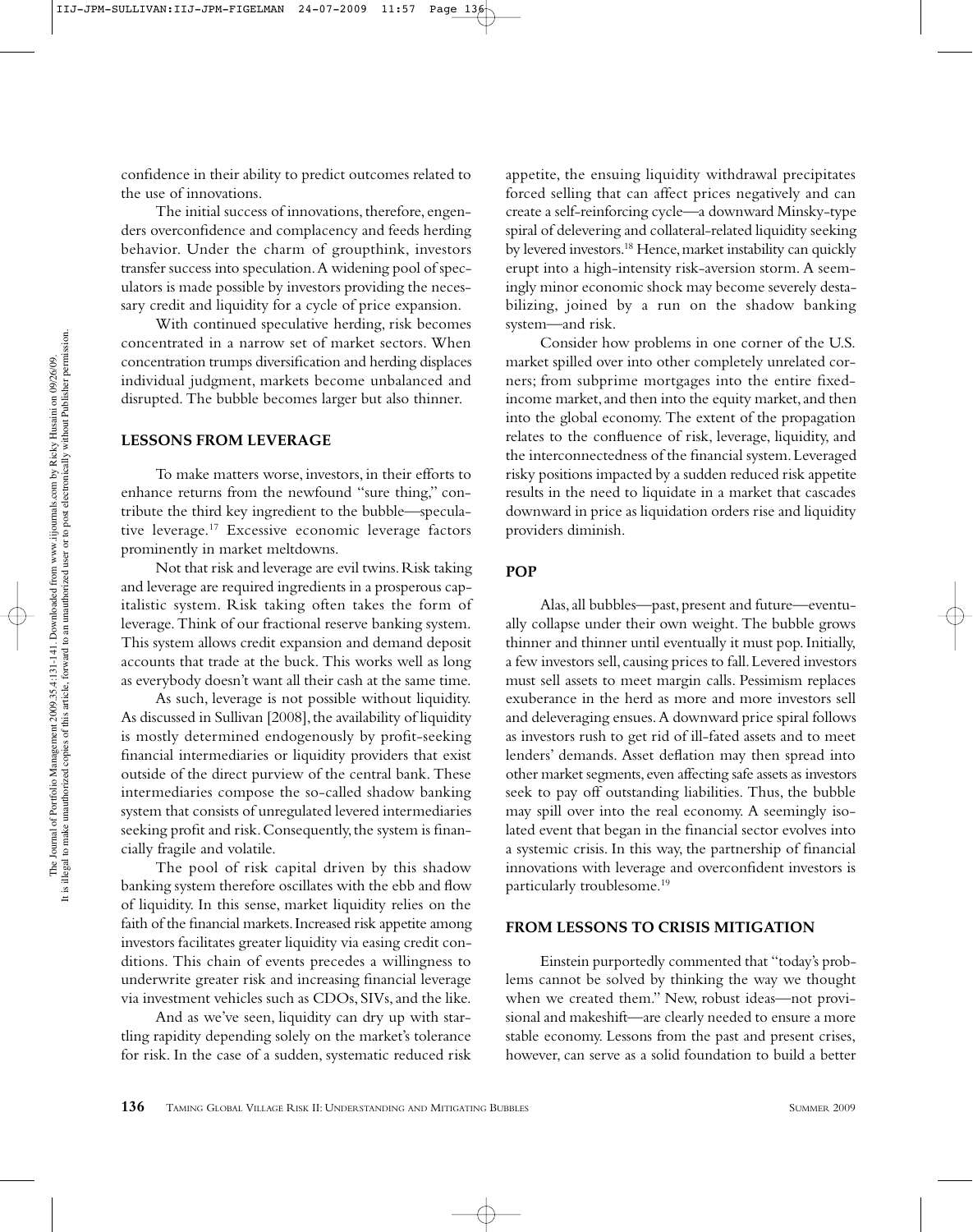confidence in their ability to predict outcomes related to the use of innovations.

The initial success of innovations, therefore, engenders overconfidence and complacency and feeds herding behavior. Under the charm of groupthink, investors transfer success into speculation. A widening pool of speculators is made possible by investors providing the necessary credit and liquidity for a cycle of price expansion.

With continued speculative herding, risk becomes concentrated in a narrow set of market sectors. When concentration trumps diversification and herding displaces individual judgment, markets become unbalanced and disrupted. The bubble becomes larger but also thinner.

## LESSONS FROM LEVERAGE

To make matters worse, investors, in their efforts to enhance returns from the newfound "sure thing," contribute the third key ingredient to the bubble—speculative leverage.[17] Excessive economic leverage factors prominently in market meltdowns.

Not that risk and leverage are evil twins. Risk taking and leverage are required ingredients in a prosperous capitalistic system. Risk taking often takes the form of leverage. Think of our fractional reserve banking system. This system allows credit expansion and demand deposit accounts that trade at the buck. This works well as long as everybody doesn't want all their cash at the same time.

As such, leverage is not possible without liquidity. As discussed in Sullivan [2008], the availability of liquidity is mostly determined endogenously by profit-seeking financial intermediaries or liquidity providers that exist outside of the direct purview of the central bank. These intermediaries compose the so-called shadow banking system that consists of unregulated levered intermediaries seeking profit and risk. Consequently, the system is financially fragile and volatile.

The pool of risk capital driven by this shadow banking system therefore oscillates with the ebb and flow of liquidity. In this sense, market liquidity relies on the faith of the financial markets. Increased risk appetite among investors facilitates greater liquidity via easing credit conditions. This chain of events precedes a willingness to underwrite greater risk and increasing financial leverage via investment vehicles such as CDOs, SIVs, and the like.

And as we've seen, liquidity can dry up with startling rapidity depending solely on the market's tolerance for risk. In the case of a sudden, systematic reduced risk appetite, the ensuing liquidity withdrawal precipitates forced selling that can affect prices negatively and can create a self-reinforcing cycle—a downward Minsky-type spiral of delevering and collateral-related liquidity seeking by levered investors.[18] Hence, market instability can quickly erupt into a high-intensity risk-aversion storm. A seemingly minor economic shock may become severely destabilizing, joined by a run on the shadow banking system—and risk.

Consider how problems in one corner of the U.S. market spilled over into other completely unrelated corners; from subprime mortgages into the entire fixed-income market, and then into the equity market, and then into the global economy. The extent of the propagation relates to the confluence of risk, leverage, liquidity, and the interconnectedness of the financial system. Leveraged risky positions impacted by a sudden reduced risk appetite results in the need to liquidate in a market that cascades downward in price as liquidation orders rise and liquidity providers diminish.

## POP

Alas, all bubbles—past, present and future—eventually collapse under their own weight. The bubble grows thinner and thinner until eventually it must pop. Initially, a few investors sell, causing prices to fall. Levered investors must sell assets to meet margin calls. Pessimism replaces exuberance in the herd as more and more investors sell and deleveraging ensues. A downward price spiral follows as investors rush to get rid of ill-fated assets and to meet lenders' demands. Asset deflation may then spread into other market segments, even affecting safe assets as investors seek to pay off outstanding liabilities. Thus, the bubble may spill over into the real economy. A seemingly isolated event that began in the financial sector evolves into a systemic crisis. In this way, the partnership of financial innovations with leverage and overconfident investors is particularly troublesome.[19]

## FROM LESSONS TO CRISIS MITIGATION

Einstein purportedly commented that "today's problems cannot be solved by thinking the way we thought when we created them." New, robust ideas—not provisional and makeshift—are clearly needed to ensure a more stable economy. Lessons from the past and present crises, however, can serve as a solid foundation to build a better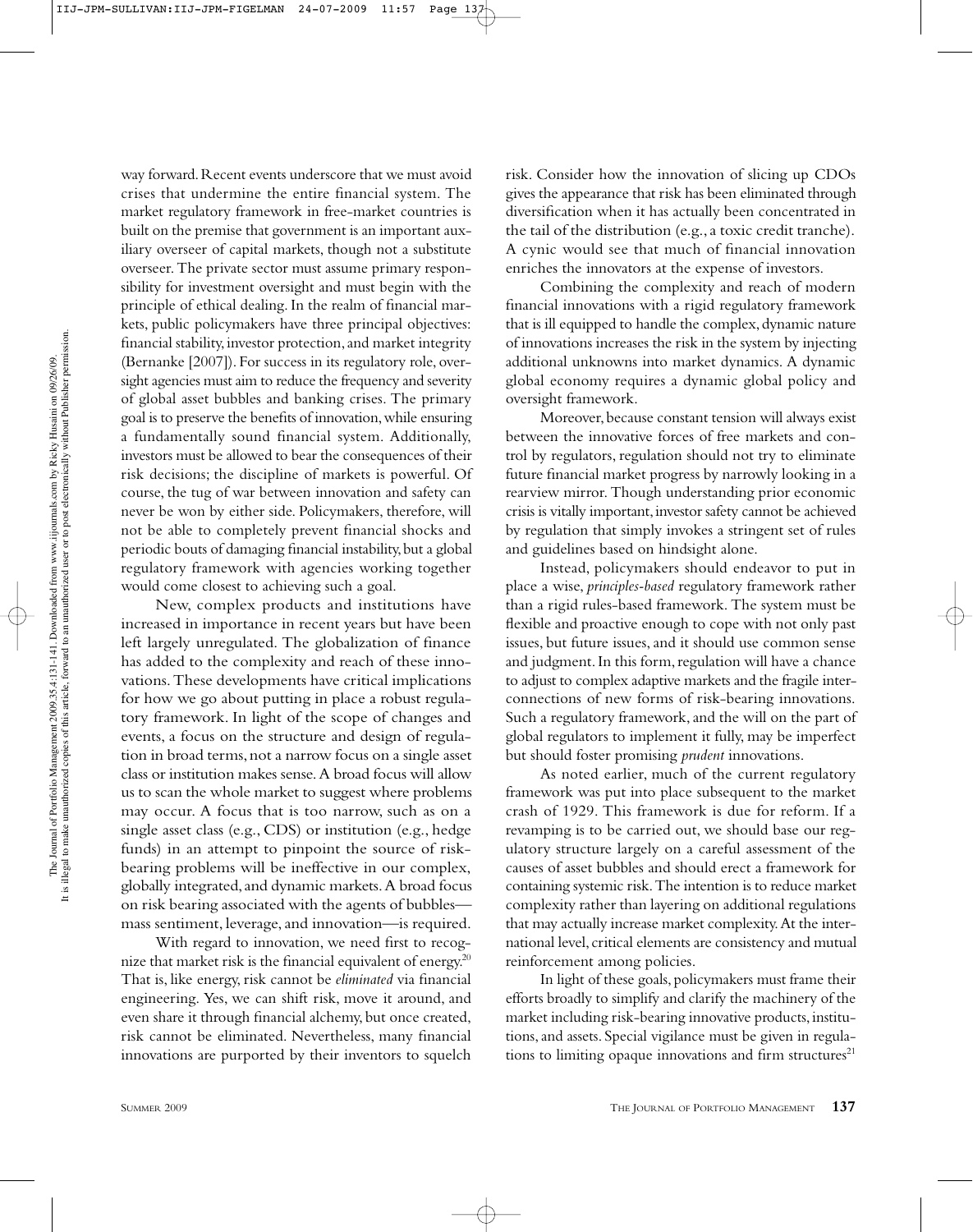way forward. Recent events underscore that we must avoid crises that undermine the entire financial system. The market regulatory framework in free-market countries is built on the premise that government is an important auxiliary overseer of capital markets, though not a substitute overseer. The private sector must assume primary responsibility for investment oversight and must begin with the principle of ethical dealing. In the realm of financial markets, public policymakers have three principal objectives: financial stability, investor protection, and market integrity (Bernanke [2007]). For success in its regulatory role, oversight agencies must aim to reduce the frequency and severity of global asset bubbles and banking crises. The primary goal is to preserve the benefits of innovation, while ensuring a fundamentally sound financial system. Additionally, investors must be allowed to bear the consequences of their risk decisions; the discipline of markets is powerful. Of course, the tug of war between innovation and safety can never be won by either side. Policymakers, therefore, will not be able to completely prevent financial shocks and periodic bouts of damaging financial instability, but a global regulatory framework with agencies working together would come closest to achieving such a goal.

New, complex products and institutions have increased in importance in recent years but have been left largely unregulated. The globalization of finance has added to the complexity and reach of these innovations. These developments have critical implications for how we go about putting in place a robust regulatory framework. In light of the scope of changes and events, a focus on the structure and design of regulation in broad terms, not a narrow focus on a single asset class or institution makes sense. A broad focus will allow us to scan the whole market to suggest where problems may occur. A focus that is too narrow, such as on a single asset class (e.g., CDS) or institution (e.g., hedge funds) in an attempt to pinpoint the source of risk-bearing problems will be ineffective in our complex, globally integrated, and dynamic markets. A broad focus on risk bearing associated with the agents of bubbles—mass sentiment, leverage, and innovation—is required.

With regard to innovation, we need first to recognize that market risk is the financial equivalent of energy.[20] That is, like energy, risk cannot be *eliminated* via financial engineering. Yes, we can shift risk, move it around, and even share it through financial alchemy, but once created, risk cannot be eliminated. Nevertheless, many financial innovations are purported by their inventors to squelch risk. Consider how the innovation of slicing up CDOs gives the appearance that risk has been eliminated through diversification when it has actually been concentrated in the tail of the distribution (e.g., a toxic credit tranche). A cynic would see that much of financial innovation enriches the innovators at the expense of investors.

Combining the complexity and reach of modern financial innovations with a rigid regulatory framework that is ill equipped to handle the complex, dynamic nature of innovations increases the risk in the system by injecting additional unknowns into market dynamics. A dynamic global economy requires a dynamic global policy and oversight framework.

Moreover, because constant tension will always exist between the innovative forces of free markets and control by regulators, regulation should not try to eliminate future financial market progress by narrowly looking in a rearview mirror. Though understanding prior economic crisis is vitally important, investor safety cannot be achieved by regulation that simply invokes a stringent set of rules and guidelines based on hindsight alone.

Instead, policymakers should endeavor to put in place a wise, *principles-based* regulatory framework rather than a rigid rules-based framework. The system must be flexible and proactive enough to cope with not only past issues, but future issues, and it should use common sense and judgment. In this form, regulation will have a chance to adjust to complex adaptive markets and the fragile interconnections of new forms of risk-bearing innovations. Such a regulatory framework, and the will on the part of global regulators to implement it fully, may be imperfect but should foster promising *prudent* innovations.

As noted earlier, much of the current regulatory framework was put into place subsequent to the market crash of 1929. This framework is due for reform. If a revamping is to be carried out, we should base our regulatory structure largely on a careful assessment of the causes of asset bubbles and should erect a framework for containing systemic risk. The intention is to reduce market complexity rather than layering on additional regulations that may actually increase market complexity. At the international level, critical elements are consistency and mutual reinforcement among policies.

In light of these goals, policymakers must frame their efforts broadly to simplify and clarify the machinery of the market including risk-bearing innovative products, institutions, and assets. Special vigilance must be given in regulations to limiting opaque innovations and firm structures[21]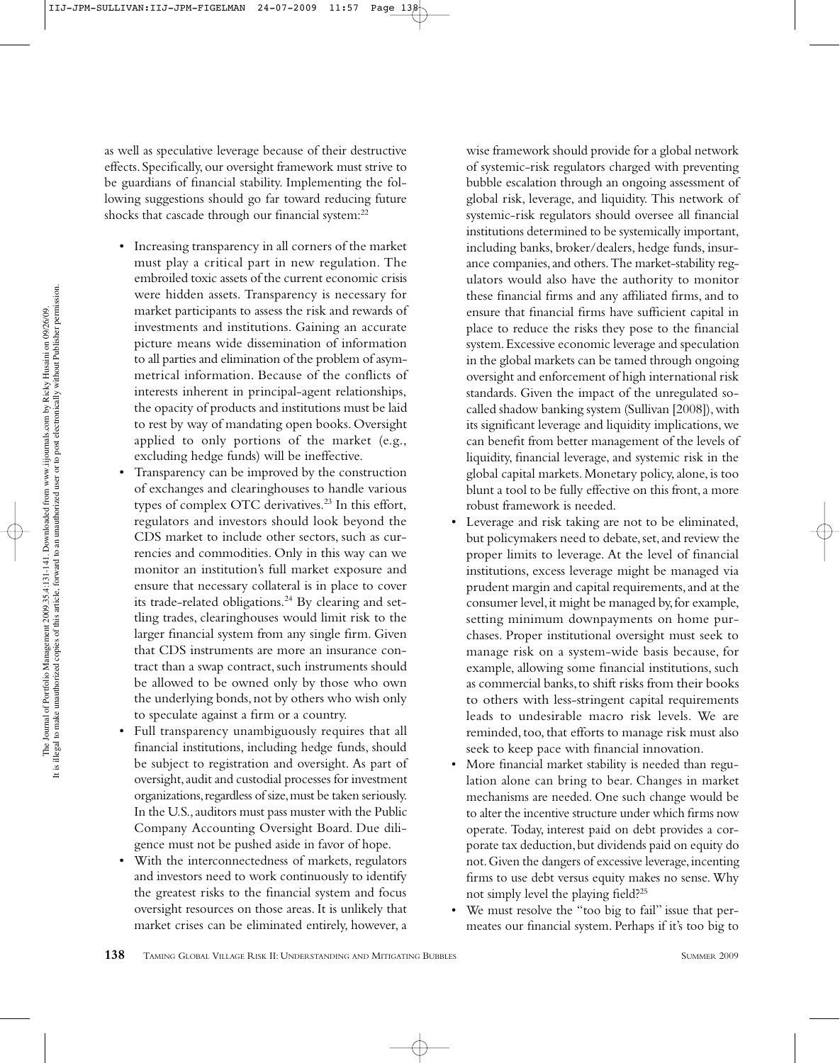as well as speculative leverage because of their destructive effects. Specifically, our oversight framework must strive to be guardians of financial stability. Implementing the following suggestions should go far toward reducing future shocks that cascade through our financial system:[22]

- Increasing transparency in all corners of the market must play a critical part in new regulation. The embroiled toxic assets of the current economic crisis were hidden assets. Transparency is necessary for market participants to assess the risk and rewards of investments and institutions. Gaining an accurate picture means wide dissemination of information to all parties and elimination of the problem of asymmetrical information. Because of the conflicts of interests inherent in principal-agent relationships, the opacity of products and institutions must be laid to rest by way of mandating open books. Oversight applied to only portions of the market (e.g., excluding hedge funds) will be ineffective.
- Transparency can be improved by the construction of exchanges and clearinghouses to handle various types of complex OTC derivatives.[23] In this effort, regulators and investors should look beyond the CDS market to include other sectors, such as currencies and commodities. Only in this way can we monitor an institution's full market exposure and ensure that necessary collateral is in place to cover its trade-related obligations.[24] By clearing and settling trades, clearinghouses would limit risk to the larger financial system from any single firm. Given that CDS instruments are more an insurance contract than a swap contract, such instruments should be allowed to be owned only by those who own the underlying bonds, not by others who wish only to speculate against a firm or a country.
- Full transparency unambiguously requires that all financial institutions, including hedge funds, should be subject to registration and oversight. As part of oversight, audit and custodial processes for investment organizations, regardless of size, must be taken seriously. In the U.S., auditors must pass muster with the Public Company Accounting Oversight Board. Due diligence must not be pushed aside in favor of hope.
- With the interconnectedness of markets, regulators and investors need to work continuously to identify the greatest risks to the financial system and focus oversight resources on those areas. It is unlikely that market crises can be eliminated entirely, however, a wise framework should provide for a global network of systemic-risk regulators charged with preventing bubble escalation through an ongoing assessment of global risk, leverage, and liquidity. This network of systemic-risk regulators should oversee all financial institutions determined to be systemically important, including banks, broker/dealers, hedge funds, insurance companies, and others. The market-stability regulators would also have the authority to monitor these financial firms and any affiliated firms, and to ensure that financial firms have sufficient capital in place to reduce the risks they pose to the financial system. Excessive economic leverage and speculation in the global markets can be tamed through ongoing oversight and enforcement of high international risk standards. Given the impact of the unregulated so-called shadow banking system (Sullivan [2008]), with its significant leverage and liquidity implications, we can benefit from better management of the levels of liquidity, financial leverage, and systemic risk in the global capital markets. Monetary policy, alone, is too blunt a tool to be fully effective on this front, a more robust framework is needed.
- Leverage and risk taking are not to be eliminated, but policymakers need to debate, set, and review the proper limits to leverage. At the level of financial institutions, excess leverage might be managed via prudent margin and capital requirements, and at the consumer level, it might be managed by, for example, setting minimum downpayments on home purchases. Proper institutional oversight must seek to manage risk on a system-wide basis because, for example, allowing some financial institutions, such as commercial banks, to shift risks from their books to others with less-stringent capital requirements leads to undesirable macro risk levels. We are reminded, too, that efforts to manage risk must also seek to keep pace with financial innovation.
- More financial market stability is needed than regulation alone can bring to bear. Changes in market mechanisms are needed. One such change would be to alter the incentive structure under which firms now operate. Today, interest paid on debt provides a corporate tax deduction, but dividends paid on equity do not. Given the dangers of excessive leverage, incenting firms to use debt versus equity makes no sense. Why not simply level the playing field?[25]
- We must resolve the "too big to fail" issue that permeates our financial system. Perhaps if it's too big to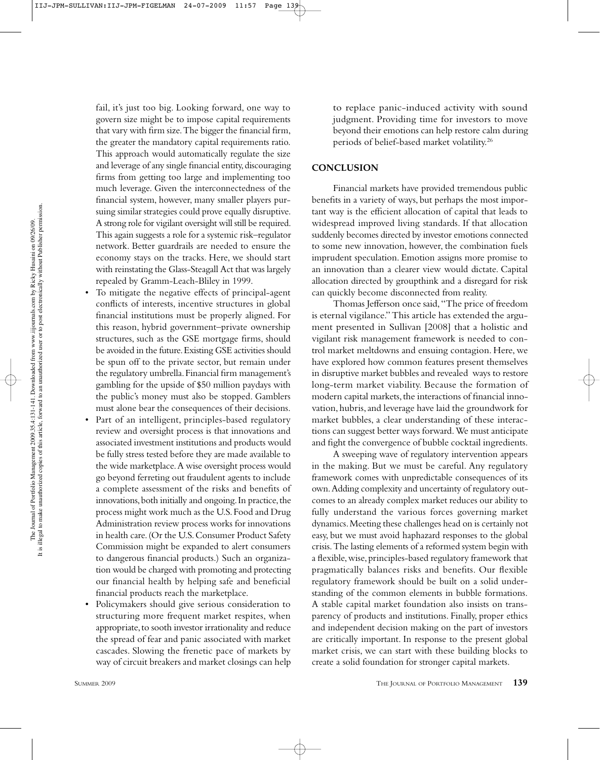fail, it's just too big. Looking forward, one way to govern size might be to impose capital requirements that vary with firm size. The bigger the financial firm, the greater the mandatory capital requirements ratio. This approach would automatically regulate the size and leverage of any single financial entity, discouraging firms from getting too large and implementing too much leverage. Given the interconnectedness of the financial system, however, many smaller players pursuing similar strategies could prove equally disruptive. A strong role for vigilant oversight will still be required. This again suggests a role for a systemic risk–regulator network. Better guardrails are needed to ensure the economy stays on the tracks. Here, we should start with reinstating the Glass-Steagall Act that was largely repealed by Gramm-Leach-Bliley in 1999.

- To mitigate the negative effects of principal-agent conflicts of interests, incentive structures in global financial institutions must be properly aligned. For this reason, hybrid government–private ownership structures, such as the GSE mortgage firms, should be avoided in the future. Existing GSE activities should be spun off to the private sector, but remain under the regulatory umbrella. Financial firm management's gambling for the upside of $50 million paydays with the public's money must also be stopped. Gamblers must alone bear the consequences of their decisions.
- Part of an intelligent, principles-based regulatory review and oversight process is that innovations and associated investment institutions and products would be fully stress tested before they are made available to the wide marketplace. A wise oversight process would go beyond ferreting out fraudulent agents to include a complete assessment of the risks and benefits of innovations, both initially and ongoing. In practice, the process might work much as the U.S. Food and Drug Administration review process works for innovations in health care. (Or the U.S. Consumer Product Safety Commission might be expanded to alert consumers to dangerous financial products.) Such an organization would be charged with promoting and protecting our financial health by helping safe and beneficial financial products reach the marketplace.
- Policymakers should give serious consideration to structuring more frequent market respites, when appropriate, to sooth investor irrationality and reduce the spread of fear and panic associated with market cascades. Slowing the frenetic pace of markets by way of circuit breakers and market closings can help to replace panic-induced activity with sound judgment. Providing time for investors to move beyond their emotions can help restore calm during periods of belief-based market volatility.[26]

## CONCLUSION

Financial markets have provided tremendous public benefits in a variety of ways, but perhaps the most important way is the efficient allocation of capital that leads to widespread improved living standards. If that allocation suddenly becomes directed by investor emotions connected to some new innovation, however, the combination fuels imprudent speculation. Emotion assigns more promise to an innovation than a clearer view would dictate. Capital allocation directed by groupthink and a disregard for risk can quickly become disconnected from reality.

Thomas Jefferson once said, "The price of freedom is eternal vigilance." This article has extended the argument presented in Sullivan [2008] that a holistic and vigilant risk management framework is needed to control market meltdowns and ensuing contagion. Here, we have explored how common features present themselves in disruptive market bubbles and revealed ways to restore long-term market viability. Because the formation of modern capital markets, the interactions of financial innovation, hubris, and leverage have laid the groundwork for market bubbles, a clear understanding of these interactions can suggest better ways forward. We must anticipate and fight the convergence of bubble cocktail ingredients.

A sweeping wave of regulatory intervention appears in the making. But we must be careful. Any regulatory framework comes with unpredictable consequences of its own. Adding complexity and uncertainty of regulatory outcomes to an already complex market reduces our ability to fully understand the various forces governing market dynamics. Meeting these challenges head on is certainly not easy, but we must avoid haphazard responses to the global crisis. The lasting elements of a reformed system begin with a flexible, wise, principles-based regulatory framework that pragmatically balances risks and benefits. Our flexible regulatory framework should be built on a solid understanding of the common elements in bubble formations. A stable capital market foundation also insists on transparency of products and institutions. Finally, proper ethics and independent decision making on the part of investors are critically important. In response to the present global market crisis, we can start with these building blocks to create a solid foundation for stronger capital markets.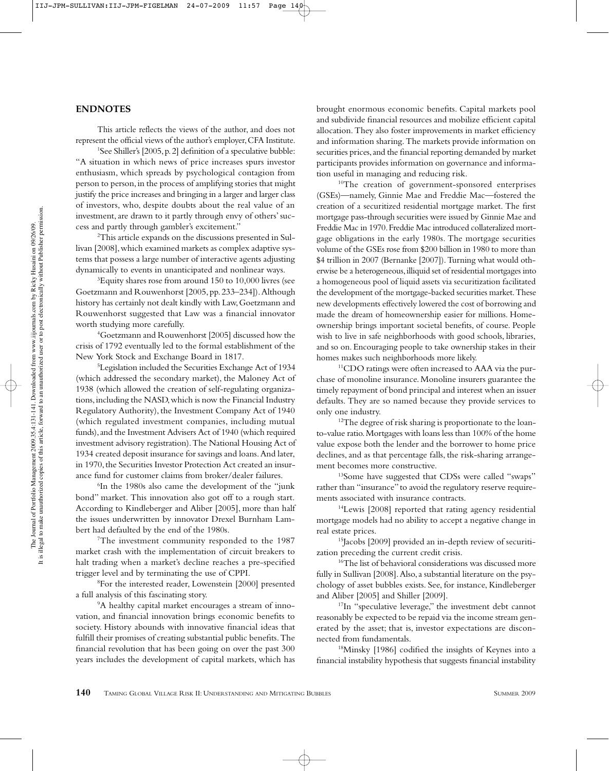## ENDNOTES

This article reflects the views of the author, and does not represent the official views of the author's employer, CFA Institute.

[1]See Shiller's [2005, p. 2] definition of a speculative bubble: "A situation in which news of price increases spurs investor enthusiasm, which spreads by psychological contagion from person to person, in the process of amplifying stories that might justify the price increases and bringing in a larger and larger class of investors, who, despite doubts about the real value of an investment, are drawn to it partly through envy of others' success and partly through gambler's excitement."

[2]This article expands on the discussions presented in Sullivan [2008], which examined markets as complex adaptive systems that possess a large number of interactive agents adjusting dynamically to events in unanticipated and nonlinear ways.

[3]Equity shares rose from around 150 to 10,000 livres (see Goetzmann and Rouwenhorst [2005, pp. 233–234]). Although history has certainly not dealt kindly with Law, Goetzmann and Rouwenhorst suggested that Law was a financial innovator worth studying more carefully.

[4]Goetzmann and Rouwenhorst [2005] discussed how the crisis of 1792 eventually led to the formal establishment of the New York Stock and Exchange Board in 1817.

[5]Legislation included the Securities Exchange Act of 1934 (which addressed the secondary market), the Maloney Act of 1938 (which allowed the creation of self-regulating organizations, including the NASD, which is now the Financial Industry Regulatory Authority), the Investment Company Act of 1940 (which regulated investment companies, including mutual funds), and the Investment Advisers Act of 1940 (which required investment advisory registration). The National Housing Act of 1934 created deposit insurance for savings and loans. And later, in 1970, the Securities Investor Protection Act created an insurance fund for customer claims from broker/dealer failures.

[6]In the 1980s also came the development of the "junk bond" market. This innovation also got off to a rough start. According to Kindleberger and Aliber [2005], more than half the issues underwritten by innovator Drexel Burnham Lambert had defaulted by the end of the 1980s.

[7]The investment community responded to the 1987 market crash with the implementation of circuit breakers to halt trading when a market's decline reaches a pre-specified trigger level and by terminating the use of CPPI.

[8]For the interested reader, Lowenstein [2000] presented a full analysis of this fascinating story.

[9]A healthy capital market encourages a stream of innovation, and financial innovation brings economic benefits to society. History abounds with innovative financial ideas that fulfill their promises of creating substantial public benefits. The financial revolution that has been going on over the past 300 years includes the development of capital markets, which has brought enormous economic benefits. Capital markets pool and subdivide financial resources and mobilize efficient capital allocation. They also foster improvements in market efficiency and information sharing. The markets provide information on securities prices, and the financial reporting demanded by market participants provides information on governance and information useful in managing and reducing risk.

[10]The creation of government-sponsored enterprises (GSEs)—namely, Ginnie Mae and Freddie Mac—fostered the creation of a securitized residential mortgage market. The first mortgage pass-through securities were issued by Ginnie Mae and Freddie Mac in 1970. Freddie Mac introduced collateralized mortgage obligations in the early 1980s. The mortgage securities volume of the GSEs rose from $200 billion in 1980 to more than $4 trillion in 2007 (Bernanke [2007]). Turning what would otherwise be a heterogeneous, illiquid set of residential mortgages into a homogeneous pool of liquid assets via securitization facilitated the development of the mortgage-backed securities market. These new developments effectively lowered the cost of borrowing and made the dream of homeownership easier for millions. Homeownership brings important societal benefits, of course. People wish to live in safe neighborhoods with good schools, libraries, and so on. Encouraging people to take ownership stakes in their homes makes such neighborhoods more likely.

[11]CDO ratings were often increased to AAA via the purchase of monoline insurance. Monoline insurers guarantee the timely repayment of bond principal and interest when an issuer defaults. They are so named because they provide services to only one industry.

[12]The degree of risk sharing is proportionate to the loan-to-value ratio. Mortgages with loans less than 100% of the home value expose both the lender and the borrower to home price declines, and as that percentage falls, the risk-sharing arrangement becomes more constructive.

[13]Some have suggested that CDSs were called "swaps" rather than "insurance" to avoid the regulatory reserve requirements associated with insurance contracts.

[14]Lewis [2008] reported that rating agency residential mortgage models had no ability to accept a negative change in real estate prices.

[15]Jacobs [2009] provided an in-depth review of securitization preceding the current credit crisis.

[16]The list of behavioral considerations was discussed more fully in Sullivan [2008]. Also, a substantial literature on the psychology of asset bubbles exists. See, for instance, Kindleberger and Aliber [2005] and Shiller [2009].

[17]In "speculative leverage," the investment debt cannot reasonably be expected to be repaid via the income stream generated by the asset; that is, investor expectations are disconnected from fundamentals.

[18]Minsky [1986] codified the insights of Keynes into a financial instability hypothesis that suggests financial instability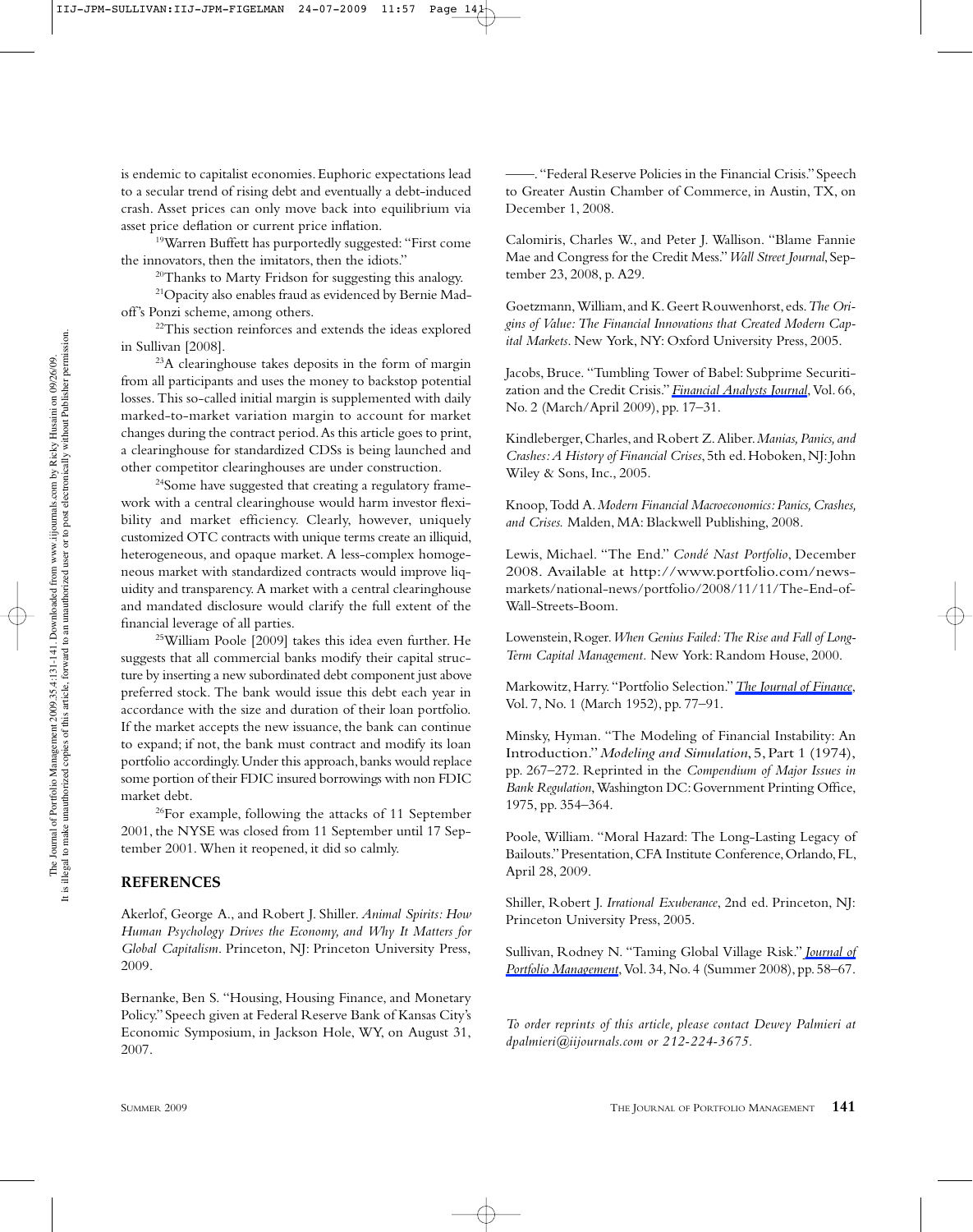is endemic to capitalist economies. Euphoric expectations lead to a secular trend of rising debt and eventually a debt-induced crash. Asset prices can only move back into equilibrium via asset price deflation or current price inflation.

[19]Warren Buffett has purportedly suggested: "First come the innovators, then the imitators, then the idiots."

[20]Thanks to Marty Fridson for suggesting this analogy.

[21]Opacity also enables fraud as evidenced by Bernie Madoff's Ponzi scheme, among others.

[22]This section reinforces and extends the ideas explored in Sullivan [2008].

[23]A clearinghouse takes deposits in the form of margin from all participants and uses the money to backstop potential losses. This so-called initial margin is supplemented with daily marked-to-market variation margin to account for market changes during the contract period. As this article goes to print, a clearinghouse for standardized CDSs is being launched and other competitor clearinghouses are under construction.

[24]Some have suggested that creating a regulatory framework with a central clearinghouse would harm investor flexibility and market efficiency. Clearly, however, uniquely customized OTC contracts with unique terms create an illiquid, heterogeneous, and opaque market. A less-complex homogeneous market with standardized contracts would improve liquidity and transparency. A market with a central clearinghouse and mandated disclosure would clarify the full extent of the financial leverage of all parties.

[25]William Poole [2009] takes this idea even further. He suggests that all commercial banks modify their capital structure by inserting a new subordinated debt component just above preferred stock. The bank would issue this debt each year in accordance with the size and duration of their loan portfolio. If the market accepts the new issuance, the bank can continue to expand; if not, the bank must contract and modify its loan portfolio accordingly. Under this approach, banks would replace some portion of their FDIC insured borrowings with non FDIC market debt.

[26]For example, following the attacks of 11 September 2001, the NYSE was closed from 11 September until 17 September 2001. When it reopened, it did so calmly.

## REFERENCES

Akerlof, George A., and Robert J. Shiller. *Animal Spirits: How Human Psychology Drives the Economy, and Why It Matters for Global Capitalism*. Princeton, NJ: Princeton University Press, 2009.

Bernanke, Ben S. "Housing, Housing Finance, and Monetary Policy." Speech given at Federal Reserve Bank of Kansas City's Economic Symposium, in Jackson Hole, WY, on August 31, 2007.

——. "Federal Reserve Policies in the Financial Crisis." Speech to Greater Austin Chamber of Commerce, in Austin, TX, on December 1, 2008.

Calomiris, Charles W., and Peter J. Wallison. "Blame Fannie Mae and Congress for the Credit Mess." *Wall Street Journal*, September 23, 2008, p. A29.

Goetzmann, William, and K. Geert Rouwenhorst, eds. *The Origins of Value: The Financial Innovations that Created Modern Capital Markets*. New York, NY: Oxford University Press, 2005.

Jacobs, Bruce. "Tumbling Tower of Babel: Subprime Securitization and the Credit Crisis." *Financial Analysts Journal*, Vol. 66, No. 2 (March/April 2009), pp. 17–31.

Kindleberger, Charles, and Robert Z. Aliber. *Manias, Panics, and Crashes: A History of Financial Crises*, 5th ed. Hoboken, NJ: John Wiley & Sons, Inc., 2005.

Knoop, Todd A. *Modern Financial Macroeconomics: Panics, Crashes, and Crises.* Malden, MA: Blackwell Publishing, 2008.

Lewis, Michael. "The End." *Condé Nast Portfolio*, December 2008. Available at http://www.portfolio.com/news-markets/national-news/portfolio/2008/11/11/The-End-of-Wall-Streets-Boom.

Lowenstein, Roger. *When Genius Failed: The Rise and Fall of Long-Term Capital Management.* New York: Random House, 2000.

Markowitz, Harry. "Portfolio Selection." *The Journal of Finance*, Vol. 7, No. 1 (March 1952), pp. 77–91.

Minsky, Hyman. "The Modeling of Financial Instability: An Introduction." *Modeling and Simulation*, 5, Part 1 (1974), pp. 267–272. Reprinted in the *Compendium of Major Issues in Bank Regulation*, Washington DC: Government Printing Office, 1975, pp. 354–364.

Poole, William. "Moral Hazard: The Long-Lasting Legacy of Bailouts." Presentation, CFA Institute Conference, Orlando, FL, April 28, 2009.

Shiller, Robert J. *Irrational Exuberance*, 2nd ed. Princeton, NJ: Princeton University Press, 2005.

Sullivan, Rodney N. "Taming Global Village Risk." *Journal of Portfolio Management*, Vol. 34, No. 4 (Summer 2008), pp. 58–67.

*To order reprints of this article, please contact Dewey Palmieri at dpalmieri@iijournals.com or 212-224-3675.*